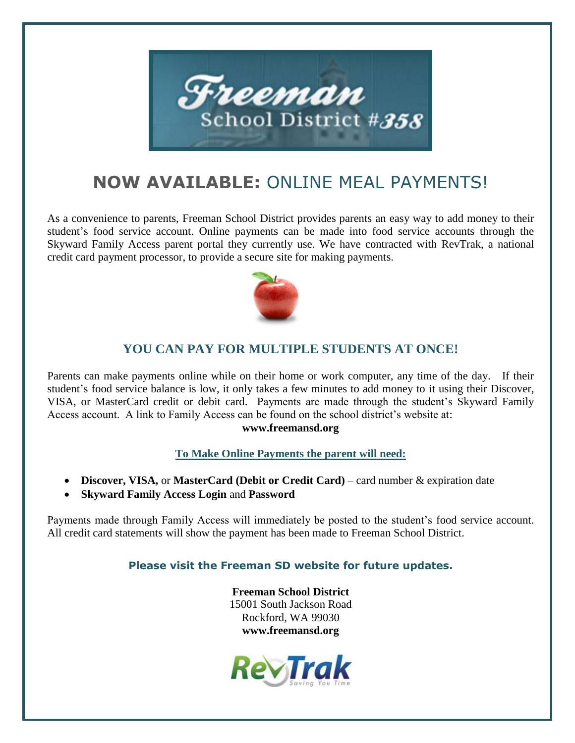# Freeman School District #358

# **NOW AVAILABLE:** ONLINE MEAL PAYMENTS!

As a convenience to parents, Freeman School District provides parents an easy way to add money to their student's food service account. Online payments can be made into food service accounts through the Skyward Family Access parent portal they currently use. We have contracted with RevTrak, a national credit card payment processor, to provide a secure site for making payments.

## YOU CAN PAY FOR MULTIPLE STUDENTS AT ONCE!

Parents can make payments online while on their home or work computer, any time of the day. If their student's food service balance is low, it only takes a few minutes to add money to it using their Discover, VISA, or MasterCard credit or debit card. Payments are made through the student's Skyward Family Access account. A link to Family Access can be found on the school district's website at:

**www.freemansd.org**

**To Make Online Payments the parent will need:**

- **Discover, VISA,** or **MasterCard (Debit or Credit Card)** – card number & expiration date
- **Skyward Family Access Login** and **Password**

Payments made through Family Access will immediately be posted to the student's food service account. All credit card statements will show the payment has been made to Freeman School District.

**Please visit the Freeman SD website for future updates.**

**Freeman School District**
15001 South Jackson Road
Rockford, WA 99030
**www.freemansd.org**

RevTrak
Saving You Time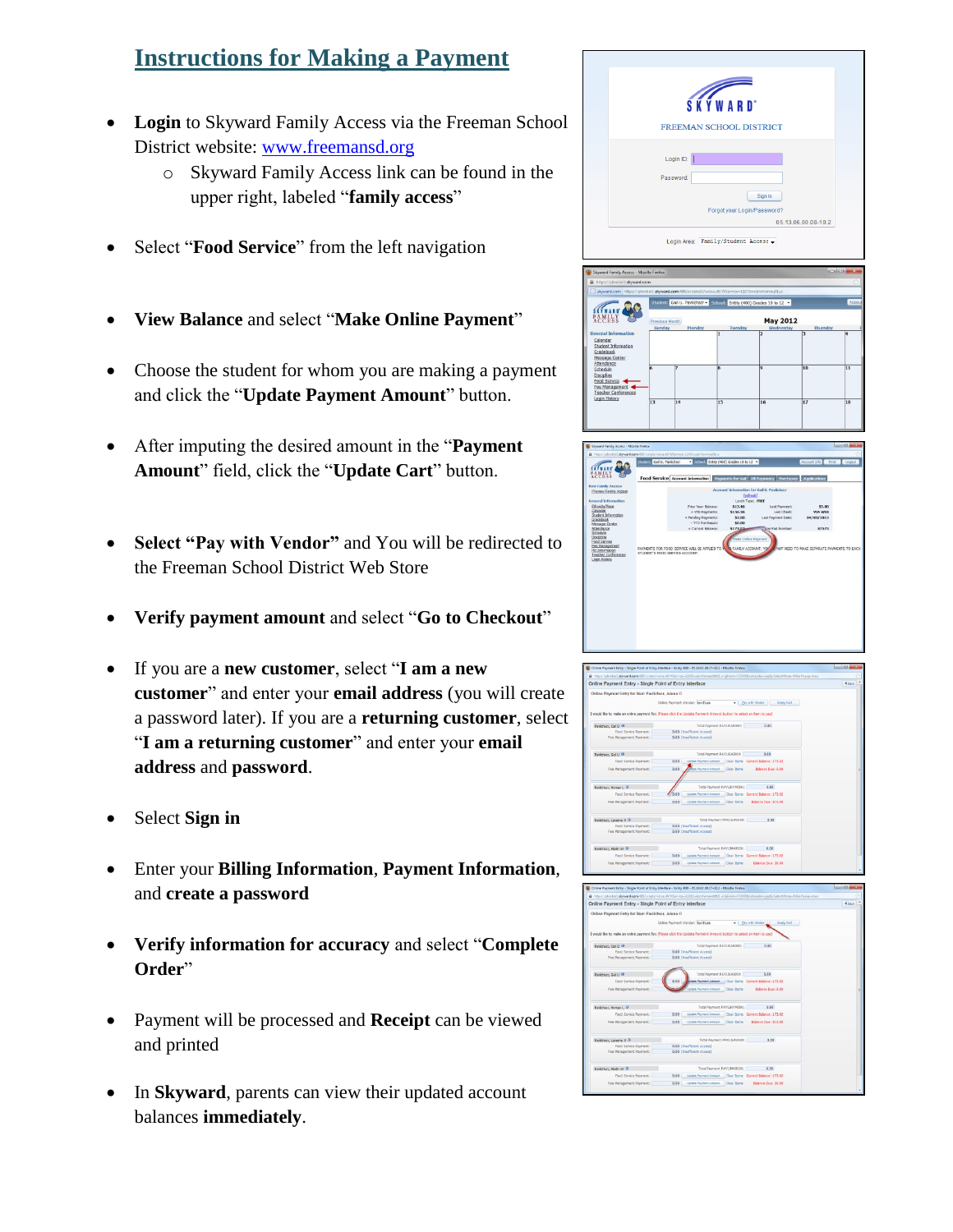# Instructions for Making a Payment

- **Login** to Skyward Family Access via the Freeman School District website: www.freemansd.org
  - Skyward Family Access link can be found in the upper right, labeled "**family access**"
- Select "**Food Service**" from the left navigation
- **View Balance** and select "**Make Online Payment**"
- Choose the student for whom you are making a payment and click the "**Update Payment Amount**" button.
- After imputing the desired amount in the "**Payment Amount**" field, click the "**Update Cart**" button.
- **Select "Pay with Vendor"** and You will be redirected to the Freeman School District Web Store
- **Verify payment amount** and select "**Go to Checkout**"
- If you are a **new customer**, select "**I am a new customer**" and enter your **email address** (you will create a password later). If you are a **returning customer**, select "**I am a returning customer**" and enter your **email address** and **password**.
- Select **Sign in**
- Enter your **Billing Information**, **Payment Information**, and **create a password**
- **Verify information for accuracy** and select "**Complete Order**"
- Payment will be processed and **Receipt** can be viewed and printed
- In **Skyward**, parents can view their updated account balances **immediately**.